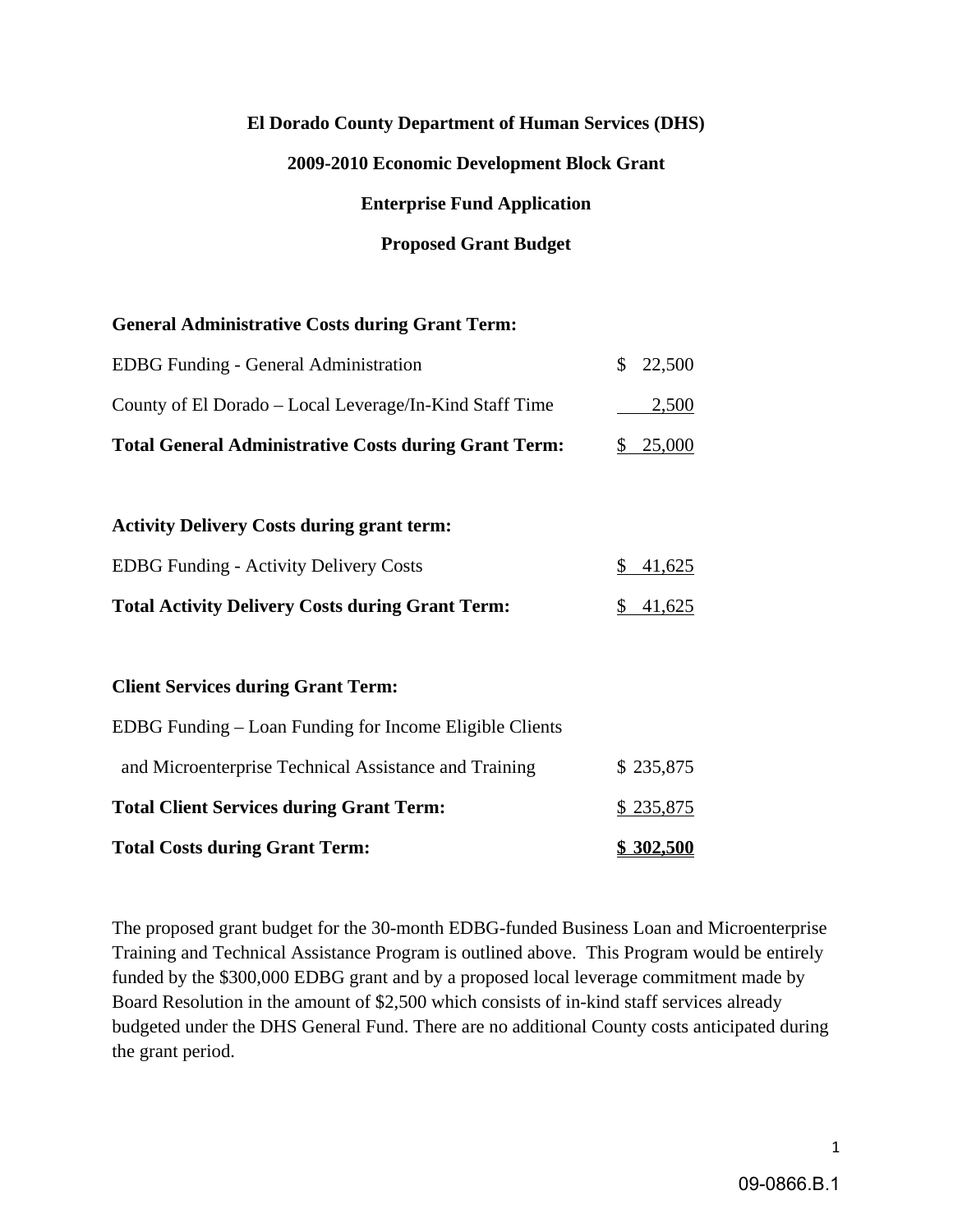**El Dorado County Department of Human Services (DHS)**

**2009-2010 Economic Development Block Grant**

**Enterprise Fund Application**

**Proposed Grant Budget**

| | |
|---|---|
| **General Administrative Costs during Grant Term:** | |
| EDBG Funding - General Administration | $ 22,500 |
| County of El Dorado – Local Leverage/In-Kind Staff Time | 2,500 |
| **Total General Administrative Costs during Grant Term:** | $ 25,000 |
| | |
| **Activity Delivery Costs during grant term:** | |
| EDBG Funding - Activity Delivery Costs | $ 41,625 |
| **Total Activity Delivery Costs during Grant Term:** | $ 41,625 |
| | |
| **Client Services during Grant Term:** | |
| EDBG Funding – Loan Funding for Income Eligible Clients and Microenterprise Technical Assistance and Training | $ 235,875 |
| **Total Client Services during Grant Term:** | $ 235,875 |
| **Total Costs during Grant Term:** | **$ 302,500** |

The proposed grant budget for the 30-month EDBG-funded Business Loan and Microenterprise Training and Technical Assistance Program is outlined above. This Program would be entirely funded by the $300,000 EDBG grant and by a proposed local leverage commitment made by Board Resolution in the amount of $2,500 which consists of in-kind staff services already budgeted under the DHS General Fund. There are no additional County costs anticipated during the grant period.

09-0866.B.1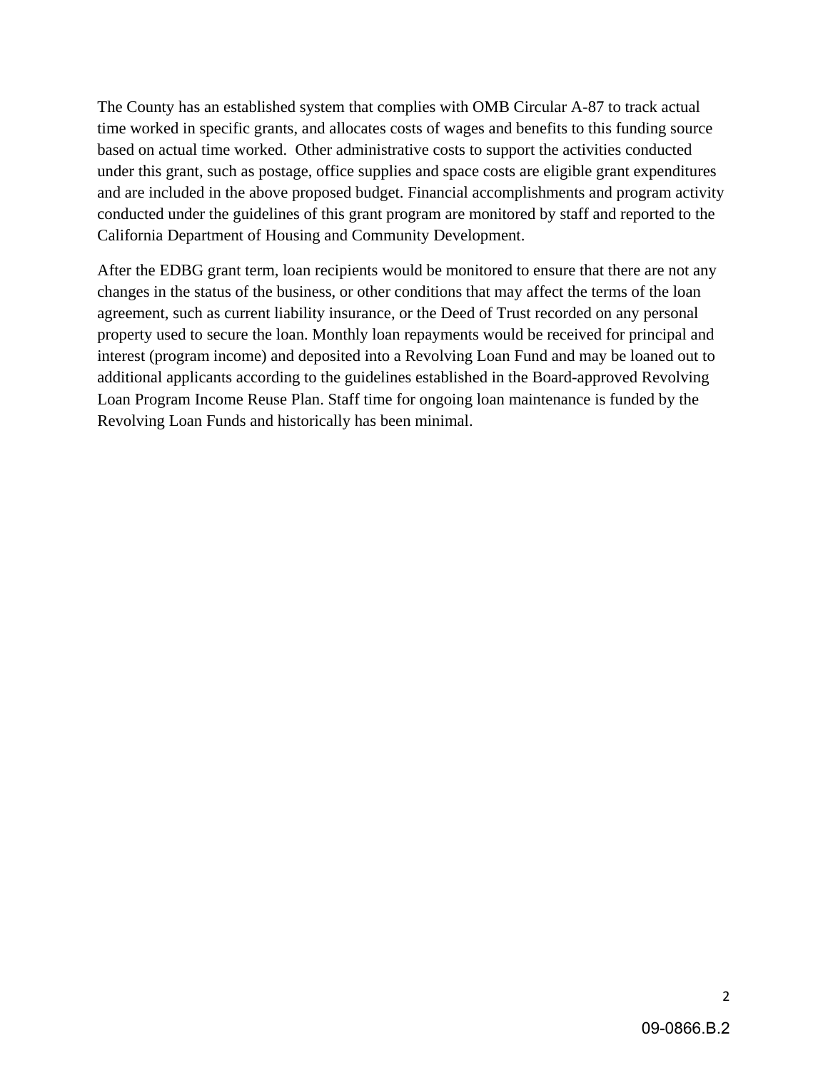The County has an established system that complies with OMB Circular A-87 to track actual time worked in specific grants, and allocates costs of wages and benefits to this funding source based on actual time worked.  Other administrative costs to support the activities conducted under this grant, such as postage, office supplies and space costs are eligible grant expenditures and are included in the above proposed budget. Financial accomplishments and program activity conducted under the guidelines of this grant program are monitored by staff and reported to the California Department of Housing and Community Development.

After the EDBG grant term, loan recipients would be monitored to ensure that there are not any changes in the status of the business, or other conditions that may affect the terms of the loan agreement, such as current liability insurance, or the Deed of Trust recorded on any personal property used to secure the loan. Monthly loan repayments would be received for principal and interest (program income) and deposited into a Revolving Loan Fund and may be loaned out to additional applicants according to the guidelines established in the Board-approved Revolving Loan Program Income Reuse Plan. Staff time for ongoing loan maintenance is funded by the Revolving Loan Funds and historically has been minimal.

09-0866.B.2